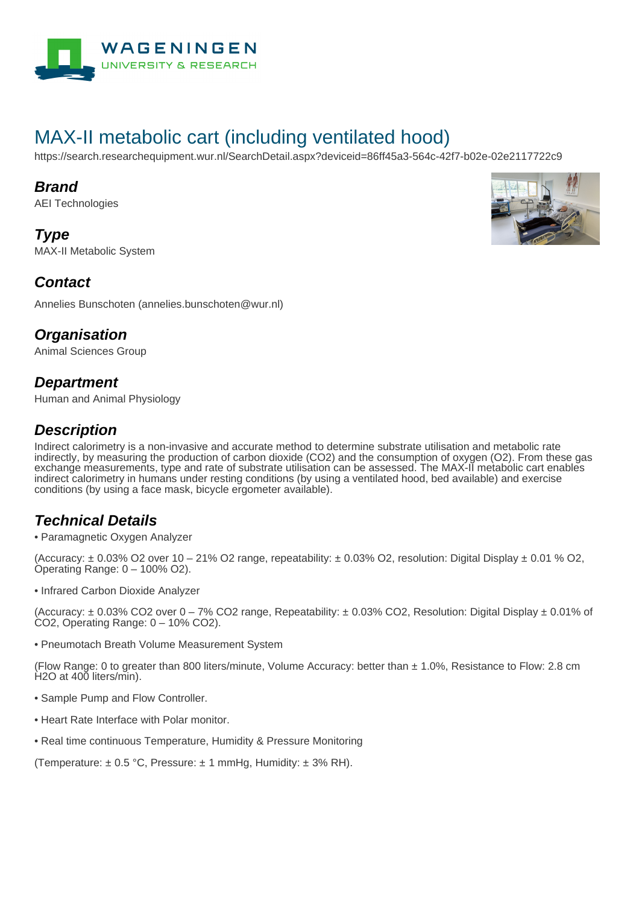# MAX-II metabolic cart (including ventilated hood)

https://search.researchequipment.wur.nl/SearchDetail.aspx?deviceid=86ff45a3-564c-42f7-b02e-02e2117722c9

## Brand

AEI Technologies

## Type

MAX-II Metabolic System

## Contact

Annelies Bunschoten (annelies.bunschoten@wur.nl)

## Organisation

Animal Sciences Group

## Department

Human and Animal Physiology

## Description

Indirect calorimetry is a non-invasive and accurate method to determine substrate utilisation and metabolic rate indirectly, by measuring the production of carbon dioxide ($CO_2$) and the consumption of oxygen ($O_2$). From these gas exchange measurements, type and rate of substrate utilisation can be assessed. The MAX-II metabolic cart enables indirect calorimetry in humans under resting conditions (by using a ventilated hood, bed available) and exercise conditions (by using a face mask, bicycle ergometer available).

## Technical Details

- Paramagnetic Oxygen Analyzer

(Accuracy: ± 0.03% $O_2$ over 10 – 21% $O_2$ range, repeatability: ± 0.03% $O_2$, resolution: Digital Display ± 0.01 % $O_2$, Operating Range: 0 – 100% $O_2$).

- Infrared Carbon Dioxide Analyzer

(Accuracy: ± 0.03% $CO_2$ over 0 – 7% $CO_2$ range, Repeatability: ± 0.03% $CO_2$, Resolution: Digital Display ± 0.01% of $CO_2$, Operating Range: 0 – 10% $CO_2$).

- Pneumotach Breath Volume Measurement System

(Flow Range: 0 to greater than 800 liters/minute, Volume Accuracy: better than ± 1.0%, Resistance to Flow: 2.8 cm $H_2O$ at 400 liters/min).

- Sample Pump and Flow Controller.

- Heart Rate Interface with Polar monitor.

- Real time continuous Temperature, Humidity & Pressure Monitoring

(Temperature: ± 0.5 °C, Pressure: ± 1 mmHg, Humidity: ± 3% RH).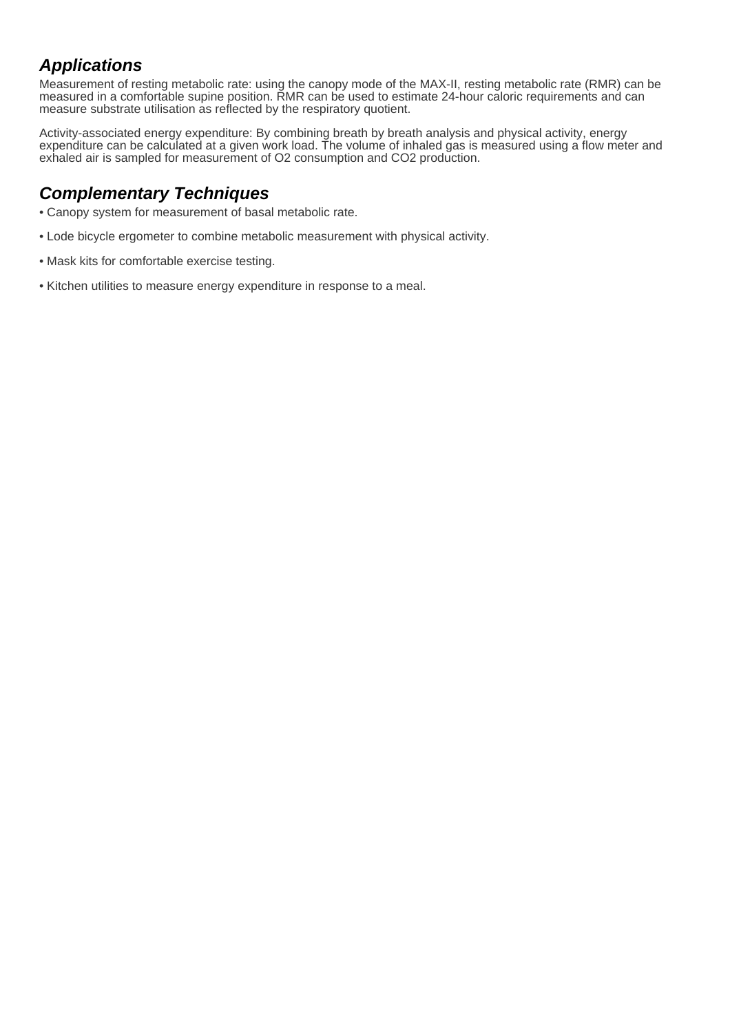## ***Applications***

Measurement of resting metabolic rate: using the canopy mode of the MAX-II, resting metabolic rate (RMR) can be measured in a comfortable supine position. RMR can be used to estimate 24-hour caloric requirements and can measure substrate utilisation as reflected by the respiratory quotient.

Activity-associated energy expenditure: By combining breath by breath analysis and physical activity, energy expenditure can be calculated at a given work load. The volume of inhaled gas is measured using a flow meter and exhaled air is sampled for measurement of $O_2$ consumption and $CO_2$ production.

## ***Complementary Techniques***

- Canopy system for measurement of basal metabolic rate.
- Lode bicycle ergometer to combine metabolic measurement with physical activity.
- Mask kits for comfortable exercise testing.
- Kitchen utilities to measure energy expenditure in response to a meal.